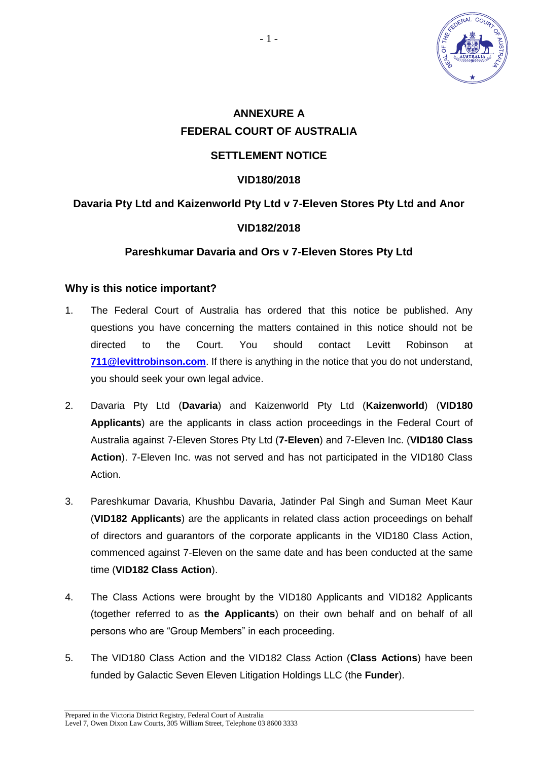# ANNEXURE A

# FEDERAL COURT OF AUSTRALIA

## SETTLEMENT NOTICE

## VID180/2018

## Davaria Pty Ltd and Kaizenworld Pty Ltd v 7-Eleven Stores Pty Ltd and Anor

## VID182/2018

## Pareshkumar Davaria and Ors v 7-Eleven Stores Pty Ltd

### Why is this notice important?

1. The Federal Court of Australia has ordered that this notice be published. Any questions you have concerning the matters contained in this notice should not be directed to the Court. You should contact Levitt Robinson at **711@levittrobinson.com**. If there is anything in the notice that you do not understand, you should seek your own legal advice.

2. Davaria Pty Ltd (**Davaria**) and Kaizenworld Pty Ltd (**Kaizenworld**) (**VID180 Applicants**) are the applicants in class action proceedings in the Federal Court of Australia against 7-Eleven Stores Pty Ltd (**7-Eleven**) and 7-Eleven Inc. (**VID180 Class Action**). 7-Eleven Inc. was not served and has not participated in the VID180 Class Action.

3. Pareshkumar Davaria, Khushbu Davaria, Jatinder Pal Singh and Suman Meet Kaur (**VID182 Applicants**) are the applicants in related class action proceedings on behalf of directors and guarantors of the corporate applicants in the VID180 Class Action, commenced against 7-Eleven on the same date and has been conducted at the same time (**VID182 Class Action**).

4. The Class Actions were brought by the VID180 Applicants and VID182 Applicants (together referred to as **the Applicants**) on their own behalf and on behalf of all persons who are "Group Members" in each proceeding.

5. The VID180 Class Action and the VID182 Class Action (**Class Actions**) have been funded by Galactic Seven Eleven Litigation Holdings LLC (the **Funder**).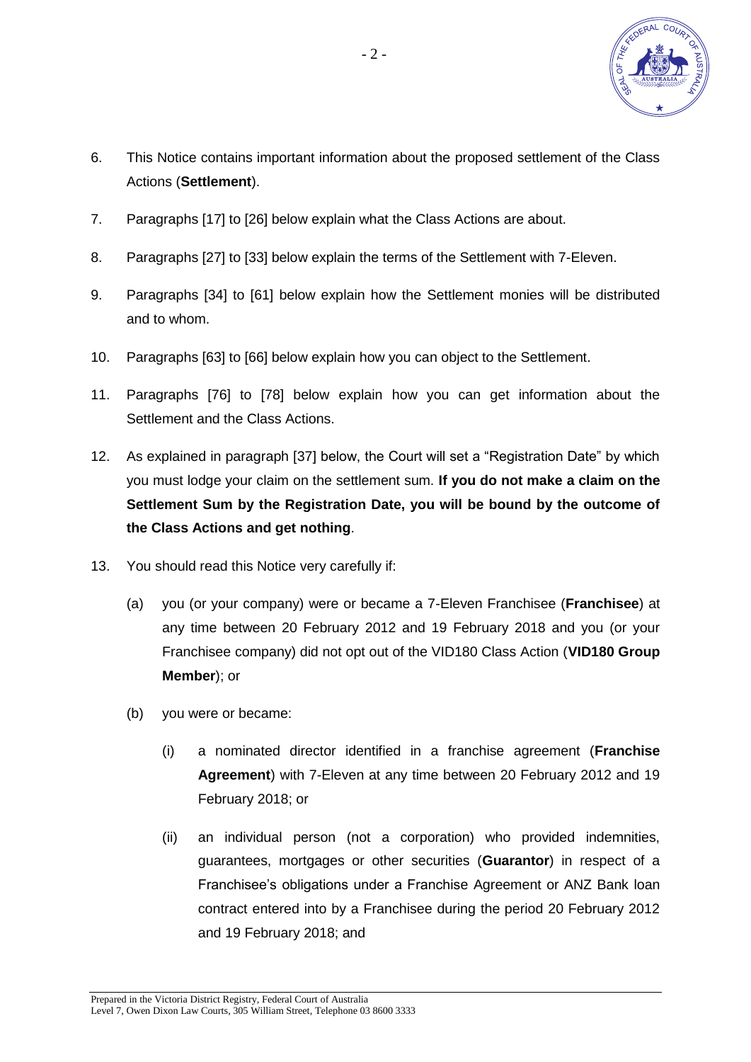6. This Notice contains important information about the proposed settlement of the Class Actions (**Settlement**).

7. Paragraphs [17] to [26] below explain what the Class Actions are about.

8. Paragraphs [27] to [33] below explain the terms of the Settlement with 7-Eleven.

9. Paragraphs [34] to [61] below explain how the Settlement monies will be distributed and to whom.

10. Paragraphs [63] to [66] below explain how you can object to the Settlement.

11. Paragraphs [76] to [78] below explain how you can get information about the Settlement and the Class Actions.

12. As explained in paragraph [37] below, the Court will set a "Registration Date" by which you must lodge your claim on the settlement sum. **If you do not make a claim on the Settlement Sum by the Registration Date, you will be bound by the outcome of the Class Actions and get nothing**.

13. You should read this Notice very carefully if:

    (a) you (or your company) were or became a 7-Eleven Franchisee (**Franchisee**) at any time between 20 February 2012 and 19 February 2018 and you (or your Franchisee company) did not opt out of the VID180 Class Action (**VID180 Group Member**); or

    (b) you were or became:

        (i) a nominated director identified in a franchise agreement (**Franchise Agreement**) with 7-Eleven at any time between 20 February 2012 and 19 February 2018; or

        (ii) an individual person (not a corporation) who provided indemnities, guarantees, mortgages or other securities (**Guarantor**) in respect of a Franchisee's obligations under a Franchise Agreement or ANZ Bank loan contract entered into by a Franchisee during the period 20 February 2012 and 19 February 2018; and

Prepared in the Victoria District Registry, Federal Court of Australia
Level 7, Owen Dixon Law Courts, 305 William Street, Telephone 03 8600 3333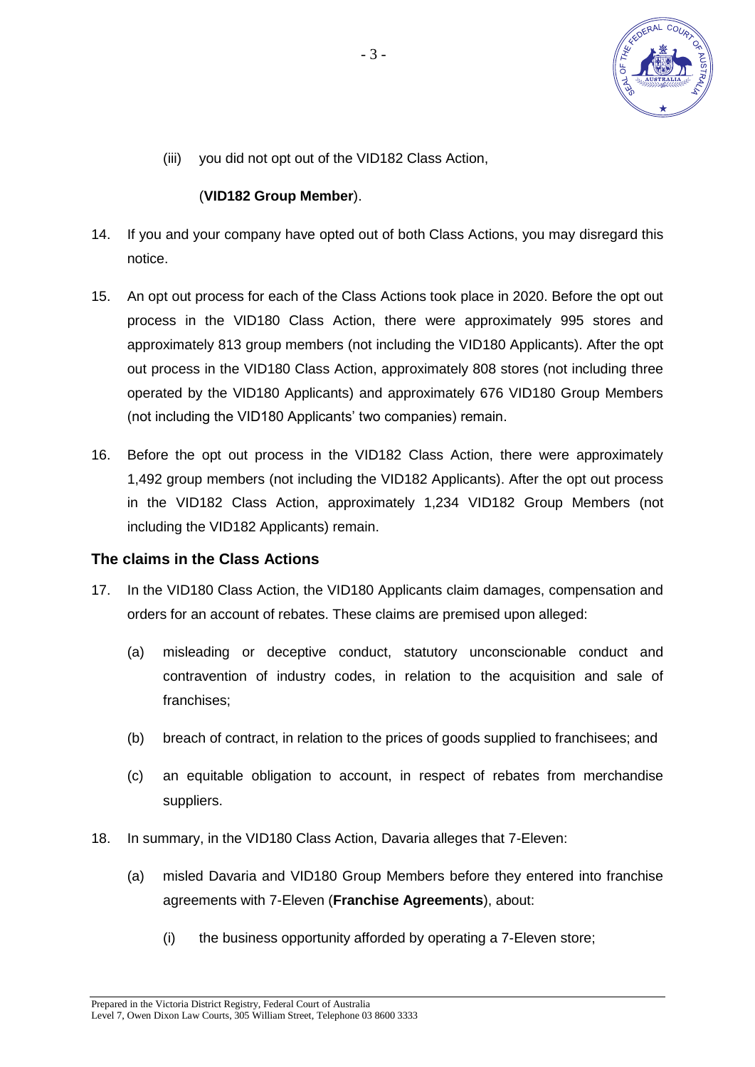(iii) you did not opt out of the VID182 Class Action,

(**VID182 Group Member**).

14. If you and your company have opted out of both Class Actions, you may disregard this notice.

15. An opt out process for each of the Class Actions took place in 2020. Before the opt out process in the VID180 Class Action, there were approximately 995 stores and approximately 813 group members (not including the VID180 Applicants). After the opt out process in the VID180 Class Action, approximately 808 stores (not including three operated by the VID180 Applicants) and approximately 676 VID180 Group Members (not including the VID180 Applicants' two companies) remain.

16. Before the opt out process in the VID182 Class Action, there were approximately 1,492 group members (not including the VID182 Applicants). After the opt out process in the VID182 Class Action, approximately 1,234 VID182 Group Members (not including the VID182 Applicants) remain.

## The claims in the Class Actions

17. In the VID180 Class Action, the VID180 Applicants claim damages, compensation and orders for an account of rebates. These claims are premised upon alleged:

    (a) misleading or deceptive conduct, statutory unconscionable conduct and contravention of industry codes, in relation to the acquisition and sale of franchises;

    (b) breach of contract, in relation to the prices of goods supplied to franchisees; and

    (c) an equitable obligation to account, in respect of rebates from merchandise suppliers.

18. In summary, in the VID180 Class Action, Davaria alleges that 7-Eleven:

    (a) misled Davaria and VID180 Group Members before they entered into franchise agreements with 7-Eleven (**Franchise Agreements**), about:

        (i) the business opportunity afforded by operating a 7-Eleven store;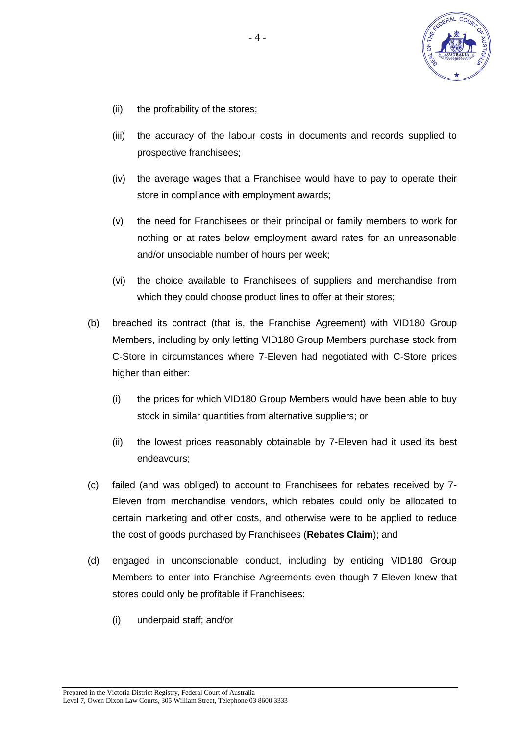(ii) the profitability of the stores;

(iii) the accuracy of the labour costs in documents and records supplied to prospective franchisees;

(iv) the average wages that a Franchisee would have to pay to operate their store in compliance with employment awards;

(v) the need for Franchisees or their principal or family members to work for nothing or at rates below employment award rates for an unreasonable and/or unsociable number of hours per week;

(vi) the choice available to Franchisees of suppliers and merchandise from which they could choose product lines to offer at their stores;

(b) breached its contract (that is, the Franchise Agreement) with VID180 Group Members, including by only letting VID180 Group Members purchase stock from C-Store in circumstances where 7-Eleven had negotiated with C-Store prices higher than either:

(i) the prices for which VID180 Group Members would have been able to buy stock in similar quantities from alternative suppliers; or

(ii) the lowest prices reasonably obtainable by 7-Eleven had it used its best endeavours;

(c) failed (and was obliged) to account to Franchisees for rebates received by 7-Eleven from merchandise vendors, which rebates could only be allocated to certain marketing and other costs, and otherwise were to be applied to reduce the cost of goods purchased by Franchisees (**Rebates Claim**); and

(d) engaged in unconscionable conduct, including by enticing VID180 Group Members to enter into Franchise Agreements even though 7-Eleven knew that stores could only be profitable if Franchisees:

(i) underpaid staff; and/or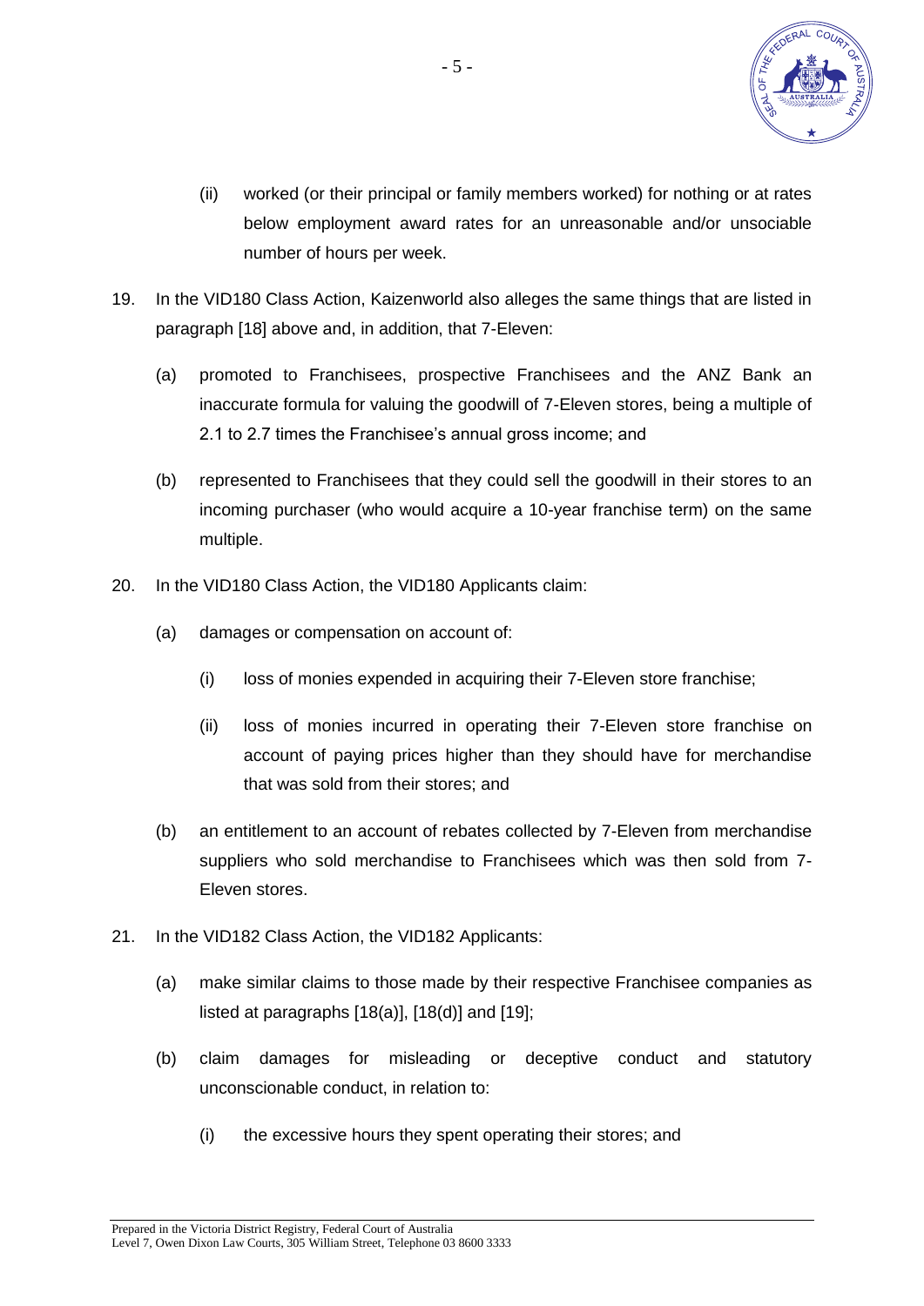(ii) worked (or their principal or family members worked) for nothing or at rates below employment award rates for an unreasonable and/or unsociable number of hours per week.

19. In the VID180 Class Action, Kaizenworld also alleges the same things that are listed in paragraph [18] above and, in addition, that 7-Eleven:

    (a) promoted to Franchisees, prospective Franchisees and the ANZ Bank an inaccurate formula for valuing the goodwill of 7-Eleven stores, being a multiple of 2.1 to 2.7 times the Franchisee's annual gross income; and

    (b) represented to Franchisees that they could sell the goodwill in their stores to an incoming purchaser (who would acquire a 10-year franchise term) on the same multiple.

20. In the VID180 Class Action, the VID180 Applicants claim:

    (a) damages or compensation on account of:

        (i) loss of monies expended in acquiring their 7-Eleven store franchise;

        (ii) loss of monies incurred in operating their 7-Eleven store franchise on account of paying prices higher than they should have for merchandise that was sold from their stores; and

    (b) an entitlement to an account of rebates collected by 7-Eleven from merchandise suppliers who sold merchandise to Franchisees which was then sold from 7-Eleven stores.

21. In the VID182 Class Action, the VID182 Applicants:

    (a) make similar claims to those made by their respective Franchisee companies as listed at paragraphs [18(a)], [18(d)] and [19];

    (b) claim damages for misleading or deceptive conduct and statutory unconscionable conduct, in relation to:

        (i) the excessive hours they spent operating their stores; and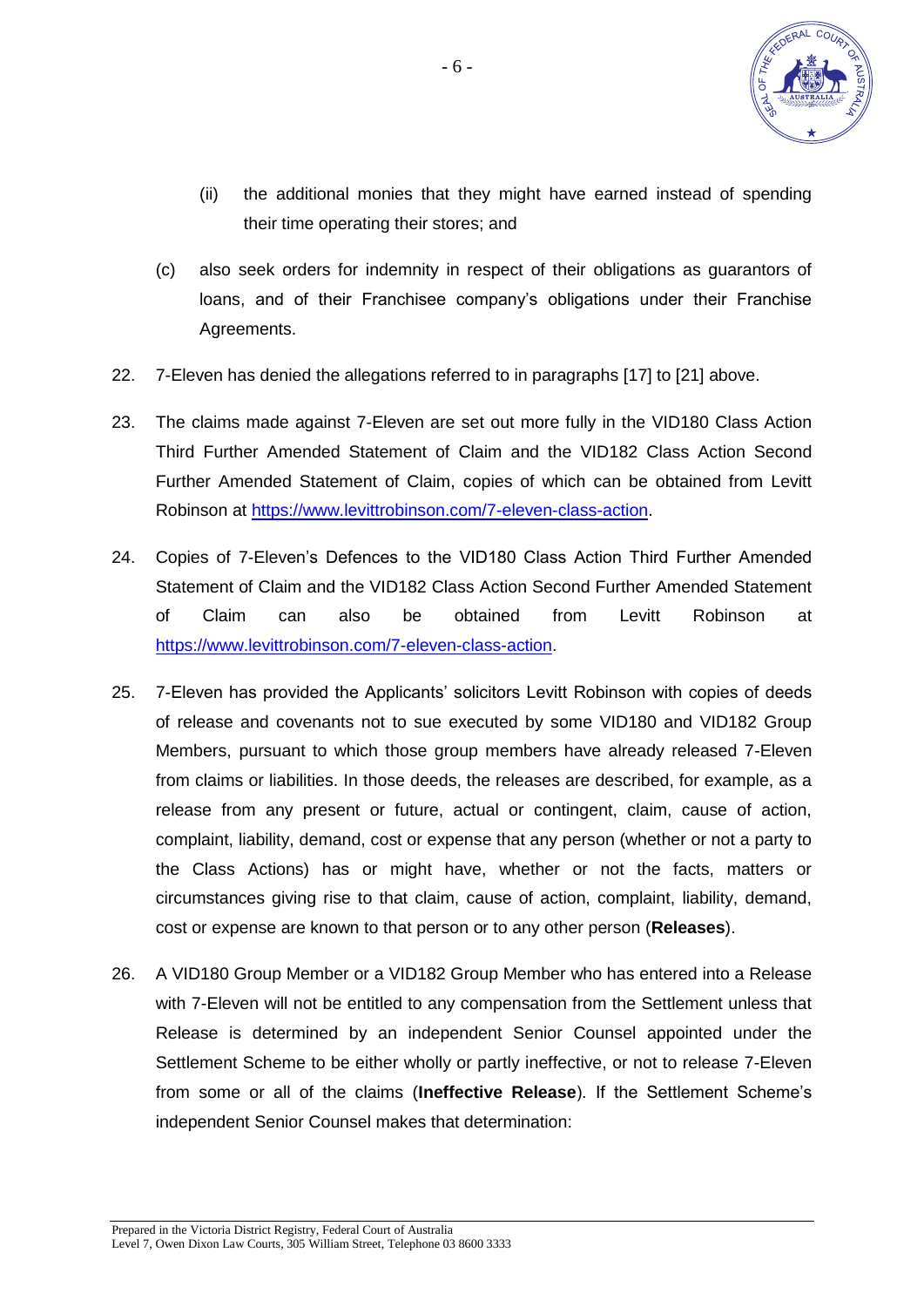(ii) the additional monies that they might have earned instead of spending their time operating their stores; and

(c) also seek orders for indemnity in respect of their obligations as guarantors of loans, and of their Franchisee company's obligations under their Franchise Agreements.

22. 7-Eleven has denied the allegations referred to in paragraphs [17] to [21] above.

23. The claims made against 7-Eleven are set out more fully in the VID180 Class Action Third Further Amended Statement of Claim and the VID182 Class Action Second Further Amended Statement of Claim, copies of which can be obtained from Levitt Robinson at https://www.levittrobinson.com/7-eleven-class-action.

24. Copies of 7-Eleven's Defences to the VID180 Class Action Third Further Amended Statement of Claim and the VID182 Class Action Second Further Amended Statement of Claim can also be obtained from Levitt Robinson at https://www.levittrobinson.com/7-eleven-class-action.

25. 7-Eleven has provided the Applicants' solicitors Levitt Robinson with copies of deeds of release and covenants not to sue executed by some VID180 and VID182 Group Members, pursuant to which those group members have already released 7-Eleven from claims or liabilities. In those deeds, the releases are described, for example, as a release from any present or future, actual or contingent, claim, cause of action, complaint, liability, demand, cost or expense that any person (whether or not a party to the Class Actions) has or might have, whether or not the facts, matters or circumstances giving rise to that claim, cause of action, complaint, liability, demand, cost or expense are known to that person or to any other person (**Releases**).

26. A VID180 Group Member or a VID182 Group Member who has entered into a Release with 7-Eleven will not be entitled to any compensation from the Settlement unless that Release is determined by an independent Senior Counsel appointed under the Settlement Scheme to be either wholly or partly ineffective, or not to release 7-Eleven from some or all of the claims (**Ineffective Release**). If the Settlement Scheme's independent Senior Counsel makes that determination: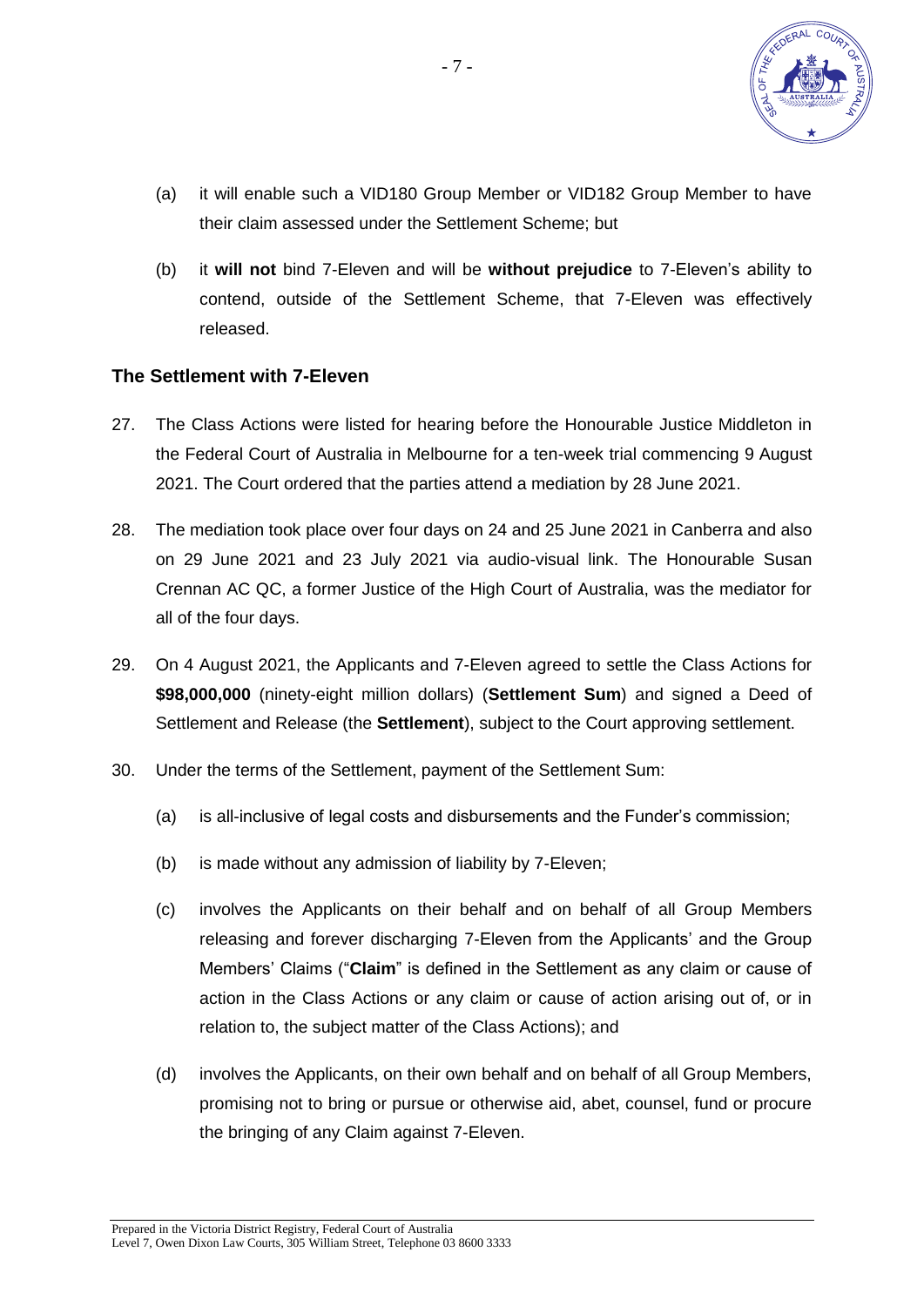(a) it will enable such a VID180 Group Member or VID182 Group Member to have their claim assessed under the Settlement Scheme; but

(b) it **will not** bind 7-Eleven and will be **without prejudice** to 7-Eleven's ability to contend, outside of the Settlement Scheme, that 7-Eleven was effectively released.

## The Settlement with 7-Eleven

27. The Class Actions were listed for hearing before the Honourable Justice Middleton in the Federal Court of Australia in Melbourne for a ten-week trial commencing 9 August 2021. The Court ordered that the parties attend a mediation by 28 June 2021.

28. The mediation took place over four days on 24 and 25 June 2021 in Canberra and also on 29 June 2021 and 23 July 2021 via audio-visual link. The Honourable Susan Crennan AC QC, a former Justice of the High Court of Australia, was the mediator for all of the four days.

29. On 4 August 2021, the Applicants and 7-Eleven agreed to settle the Class Actions for **$98,000,000** (ninety-eight million dollars) (**Settlement Sum**) and signed a Deed of Settlement and Release (the **Settlement**), subject to the Court approving settlement.

30. Under the terms of the Settlement, payment of the Settlement Sum:

    (a) is all-inclusive of legal costs and disbursements and the Funder's commission;

    (b) is made without any admission of liability by 7-Eleven;

    (c) involves the Applicants on their behalf and on behalf of all Group Members releasing and forever discharging 7-Eleven from the Applicants' and the Group Members' Claims ("**Claim**" is defined in the Settlement as any claim or cause of action in the Class Actions or any claim or cause of action arising out of, or in relation to, the subject matter of the Class Actions); and

    (d) involves the Applicants, on their own behalf and on behalf of all Group Members, promising not to bring or pursue or otherwise aid, abet, counsel, fund or procure the bringing of any Claim against 7-Eleven.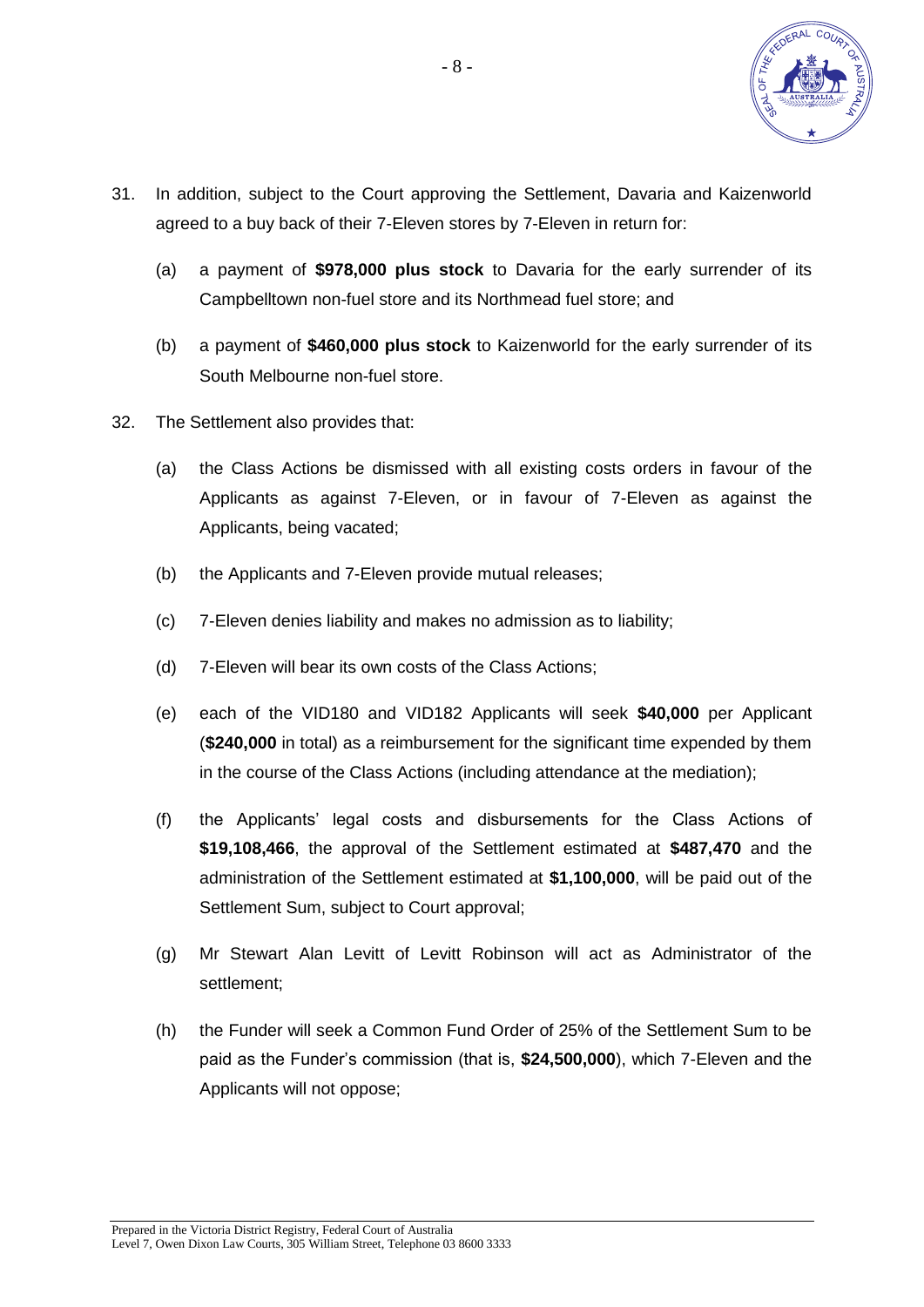31. In addition, subject to the Court approving the Settlement, Davaria and Kaizenworld agreed to a buy back of their 7-Eleven stores by 7-Eleven in return for:

    (a) a payment of **$978,000 plus stock** to Davaria for the early surrender of its Campbelltown non-fuel store and its Northmead fuel store; and

    (b) a payment of **$460,000 plus stock** to Kaizenworld for the early surrender of its South Melbourne non-fuel store.

32. The Settlement also provides that:

    (a) the Class Actions be dismissed with all existing costs orders in favour of the Applicants as against 7-Eleven, or in favour of 7-Eleven as against the Applicants, being vacated;

    (b) the Applicants and 7-Eleven provide mutual releases;

    (c) 7-Eleven denies liability and makes no admission as to liability;

    (d) 7-Eleven will bear its own costs of the Class Actions;

    (e) each of the VID180 and VID182 Applicants will seek **$40,000** per Applicant (**$240,000** in total) as a reimbursement for the significant time expended by them in the course of the Class Actions (including attendance at the mediation);

    (f) the Applicants' legal costs and disbursements for the Class Actions of **$19,108,466**, the approval of the Settlement estimated at **$487,470** and the administration of the Settlement estimated at **$1,100,000**, will be paid out of the Settlement Sum, subject to Court approval;

    (g) Mr Stewart Alan Levitt of Levitt Robinson will act as Administrator of the settlement;

    (h) the Funder will seek a Common Fund Order of 25% of the Settlement Sum to be paid as the Funder's commission (that is, **$24,500,000**), which 7-Eleven and the Applicants will not oppose;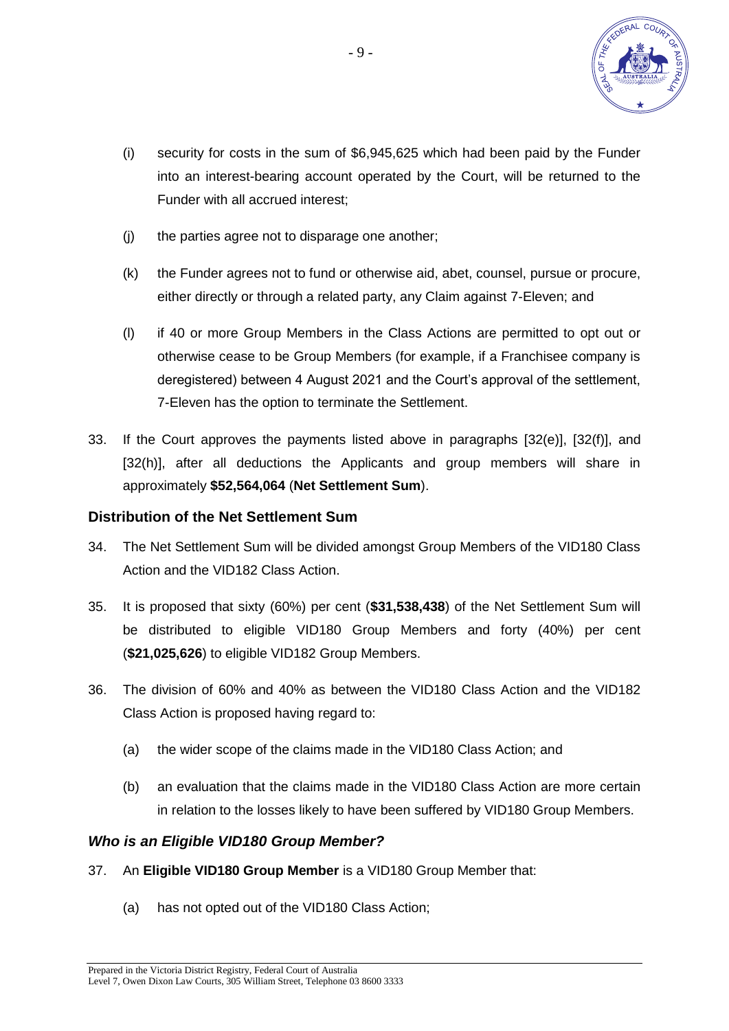(i) security for costs in the sum of $6,945,625 which had been paid by the Funder into an interest-bearing account operated by the Court, will be returned to the Funder with all accrued interest;

(j) the parties agree not to disparage one another;

(k) the Funder agrees not to fund or otherwise aid, abet, counsel, pursue or procure, either directly or through a related party, any Claim against 7-Eleven; and

(l) if 40 or more Group Members in the Class Actions are permitted to opt out or otherwise cease to be Group Members (for example, if a Franchisee company is deregistered) between 4 August 2021 and the Court's approval of the settlement, 7-Eleven has the option to terminate the Settlement.

33. If the Court approves the payments listed above in paragraphs [32(e)], [32(f)], and [32(h)], after all deductions the Applicants and group members will share in approximately **$52,564,064** (**Net Settlement Sum**).

## Distribution of the Net Settlement Sum

34. The Net Settlement Sum will be divided amongst Group Members of the VID180 Class Action and the VID182 Class Action.

35. It is proposed that sixty (60%) per cent (**$31,538,438**) of the Net Settlement Sum will be distributed to eligible VID180 Group Members and forty (40%) per cent (**$21,025,626**) to eligible VID182 Group Members.

36. The division of 60% and 40% as between the VID180 Class Action and the VID182 Class Action is proposed having regard to:

   (a) the wider scope of the claims made in the VID180 Class Action; and

   (b) an evaluation that the claims made in the VID180 Class Action are more certain in relation to the losses likely to have been suffered by VID180 Group Members.

### *Who is an Eligible VID180 Group Member?*

37. An **Eligible VID180 Group Member** is a VID180 Group Member that:

   (a) has not opted out of the VID180 Class Action;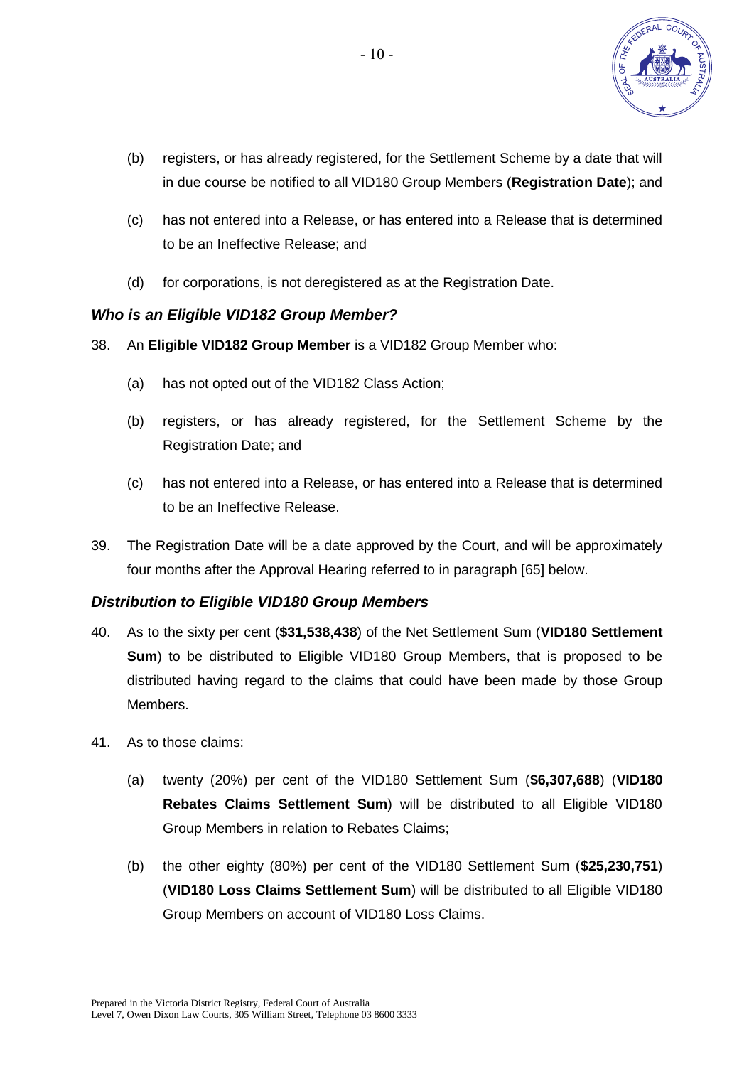(b) registers, or has already registered, for the Settlement Scheme by a date that will in due course be notified to all VID180 Group Members (**Registration Date**); and

(c) has not entered into a Release, or has entered into a Release that is determined to be an Ineffective Release; and

(d) for corporations, is not deregistered as at the Registration Date.

### *Who is an Eligible VID182 Group Member?*

38. An **Eligible VID182 Group Member** is a VID182 Group Member who:

    (a) has not opted out of the VID182 Class Action;

    (b) registers, or has already registered, for the Settlement Scheme by the Registration Date; and

    (c) has not entered into a Release, or has entered into a Release that is determined to be an Ineffective Release.

39. The Registration Date will be a date approved by the Court, and will be approximately four months after the Approval Hearing referred to in paragraph [65] below.

### *Distribution to Eligible VID180 Group Members*

40. As to the sixty per cent (**$31,538,438**) of the Net Settlement Sum (**VID180 Settlement Sum**) to be distributed to Eligible VID180 Group Members, that is proposed to be distributed having regard to the claims that could have been made by those Group Members.

41. As to those claims:

    (a) twenty (20%) per cent of the VID180 Settlement Sum (**$6,307,688**) (**VID180 Rebates Claims Settlement Sum**) will be distributed to all Eligible VID180 Group Members in relation to Rebates Claims;

    (b) the other eighty (80%) per cent of the VID180 Settlement Sum (**$25,230,751**) (**VID180 Loss Claims Settlement Sum**) will be distributed to all Eligible VID180 Group Members on account of VID180 Loss Claims.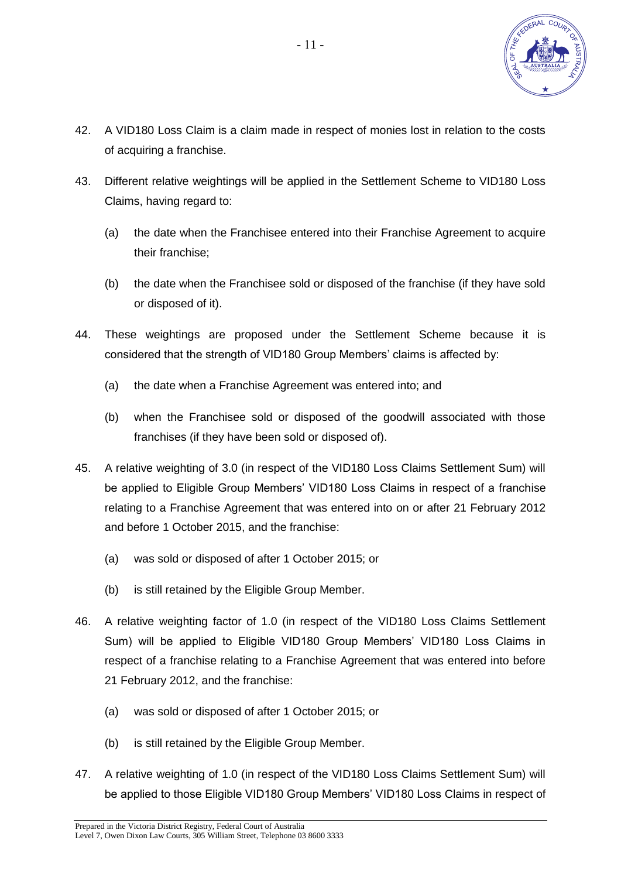42. A VID180 Loss Claim is a claim made in respect of monies lost in relation to the costs of acquiring a franchise.

43. Different relative weightings will be applied in the Settlement Scheme to VID180 Loss Claims, having regard to:

    (a) the date when the Franchisee entered into their Franchise Agreement to acquire their franchise;

    (b) the date when the Franchisee sold or disposed of the franchise (if they have sold or disposed of it).

44. These weightings are proposed under the Settlement Scheme because it is considered that the strength of VID180 Group Members' claims is affected by:

    (a) the date when a Franchise Agreement was entered into; and

    (b) when the Franchisee sold or disposed of the goodwill associated with those franchises (if they have been sold or disposed of).

45. A relative weighting of 3.0 (in respect of the VID180 Loss Claims Settlement Sum) will be applied to Eligible Group Members' VID180 Loss Claims in respect of a franchise relating to a Franchise Agreement that was entered into on or after 21 February 2012 and before 1 October 2015, and the franchise:

    (a) was sold or disposed of after 1 October 2015; or

    (b) is still retained by the Eligible Group Member.

46. A relative weighting factor of 1.0 (in respect of the VID180 Loss Claims Settlement Sum) will be applied to Eligible VID180 Group Members' VID180 Loss Claims in respect of a franchise relating to a Franchise Agreement that was entered into before 21 February 2012, and the franchise:

    (a) was sold or disposed of after 1 October 2015; or

    (b) is still retained by the Eligible Group Member.

47. A relative weighting of 1.0 (in respect of the VID180 Loss Claims Settlement Sum) will be applied to those Eligible VID180 Group Members' VID180 Loss Claims in respect of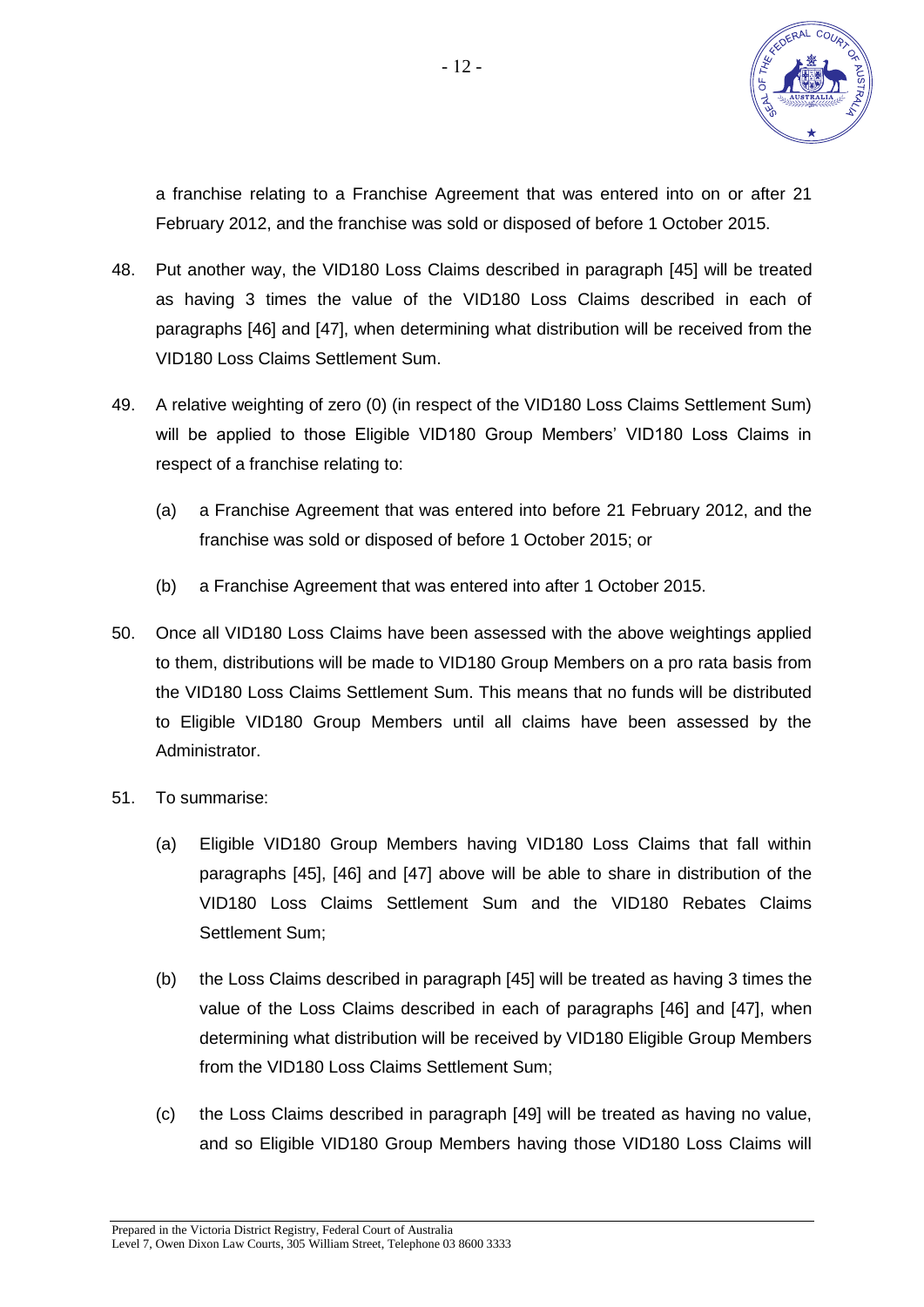a franchise relating to a Franchise Agreement that was entered into on or after 21 February 2012, and the franchise was sold or disposed of before 1 October 2015.

48. Put another way, the VID180 Loss Claims described in paragraph [45] will be treated as having 3 times the value of the VID180 Loss Claims described in each of paragraphs [46] and [47], when determining what distribution will be received from the VID180 Loss Claims Settlement Sum.

49. A relative weighting of zero (0) (in respect of the VID180 Loss Claims Settlement Sum) will be applied to those Eligible VID180 Group Members' VID180 Loss Claims in respect of a franchise relating to:

    (a) a Franchise Agreement that was entered into before 21 February 2012, and the franchise was sold or disposed of before 1 October 2015; or

    (b) a Franchise Agreement that was entered into after 1 October 2015.

50. Once all VID180 Loss Claims have been assessed with the above weightings applied to them, distributions will be made to VID180 Group Members on a pro rata basis from the VID180 Loss Claims Settlement Sum. This means that no funds will be distributed to Eligible VID180 Group Members until all claims have been assessed by the Administrator.

51. To summarise:

    (a) Eligible VID180 Group Members having VID180 Loss Claims that fall within paragraphs [45], [46] and [47] above will be able to share in distribution of the VID180 Loss Claims Settlement Sum and the VID180 Rebates Claims Settlement Sum;

    (b) the Loss Claims described in paragraph [45] will be treated as having 3 times the value of the Loss Claims described in each of paragraphs [46] and [47], when determining what distribution will be received by VID180 Eligible Group Members from the VID180 Loss Claims Settlement Sum;

    (c) the Loss Claims described in paragraph [49] will be treated as having no value, and so Eligible VID180 Group Members having those VID180 Loss Claims will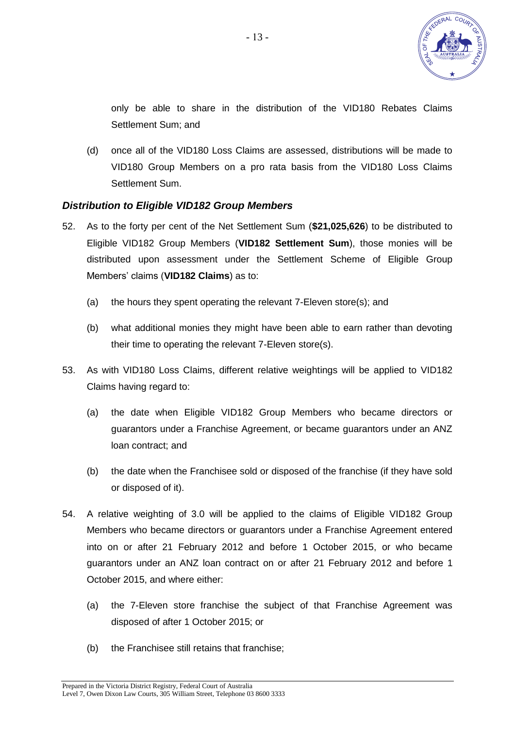only be able to share in the distribution of the VID180 Rebates Claims Settlement Sum; and

(d) once all of the VID180 Loss Claims are assessed, distributions will be made to VID180 Group Members on a pro rata basis from the VID180 Loss Claims Settlement Sum.

### *Distribution to Eligible VID182 Group Members*

52. As to the forty per cent of the Net Settlement Sum (**$21,025,626**) to be distributed to Eligible VID182 Group Members (**VID182 Settlement Sum**), those monies will be distributed upon assessment under the Settlement Scheme of Eligible Group Members' claims (**VID182 Claims**) as to:

    (a) the hours they spent operating the relevant 7-Eleven store(s); and

    (b) what additional monies they might have been able to earn rather than devoting their time to operating the relevant 7-Eleven store(s).

53. As with VID180 Loss Claims, different relative weightings will be applied to VID182 Claims having regard to:

    (a) the date when Eligible VID182 Group Members who became directors or guarantors under a Franchise Agreement, or became guarantors under an ANZ loan contract; and

    (b) the date when the Franchisee sold or disposed of the franchise (if they have sold or disposed of it).

54. A relative weighting of 3.0 will be applied to the claims of Eligible VID182 Group Members who became directors or guarantors under a Franchise Agreement entered into on or after 21 February 2012 and before 1 October 2015, or who became guarantors under an ANZ loan contract on or after 21 February 2012 and before 1 October 2015, and where either:

    (a) the 7-Eleven store franchise the subject of that Franchise Agreement was disposed of after 1 October 2015; or

    (b) the Franchisee still retains that franchise;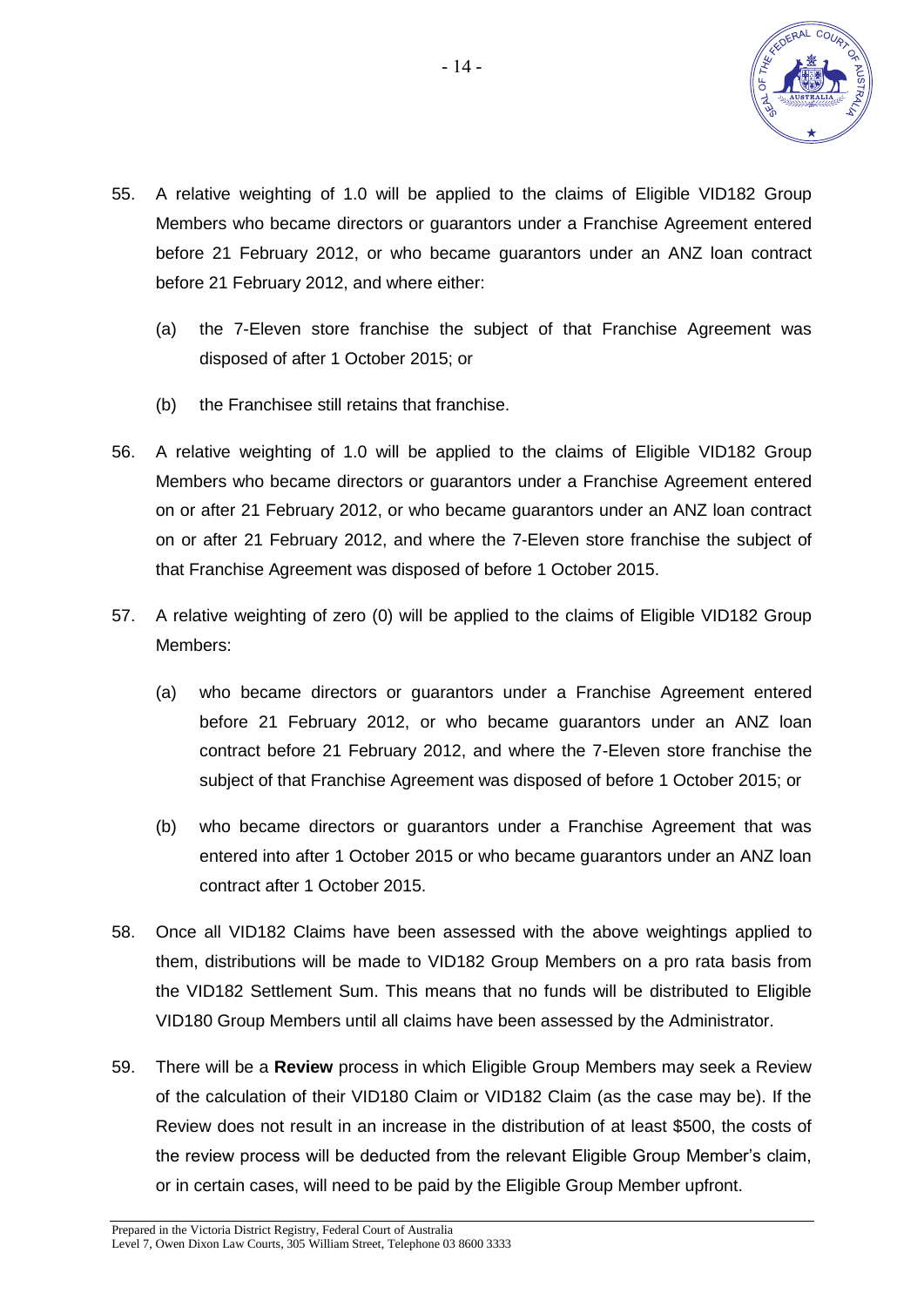55. A relative weighting of 1.0 will be applied to the claims of Eligible VID182 Group Members who became directors or guarantors under a Franchise Agreement entered before 21 February 2012, or who became guarantors under an ANZ loan contract before 21 February 2012, and where either:

    (a) the 7-Eleven store franchise the subject of that Franchise Agreement was disposed of after 1 October 2015; or

    (b) the Franchisee still retains that franchise.

56. A relative weighting of 1.0 will be applied to the claims of Eligible VID182 Group Members who became directors or guarantors under a Franchise Agreement entered on or after 21 February 2012, or who became guarantors under an ANZ loan contract on or after 21 February 2012, and where the 7-Eleven store franchise the subject of that Franchise Agreement was disposed of before 1 October 2015.

57. A relative weighting of zero (0) will be applied to the claims of Eligible VID182 Group Members:

    (a) who became directors or guarantors under a Franchise Agreement entered before 21 February 2012, or who became guarantors under an ANZ loan contract before 21 February 2012, and where the 7-Eleven store franchise the subject of that Franchise Agreement was disposed of before 1 October 2015; or

    (b) who became directors or guarantors under a Franchise Agreement that was entered into after 1 October 2015 or who became guarantors under an ANZ loan contract after 1 October 2015.

58. Once all VID182 Claims have been assessed with the above weightings applied to them, distributions will be made to VID182 Group Members on a pro rata basis from the VID182 Settlement Sum. This means that no funds will be distributed to Eligible VID180 Group Members until all claims have been assessed by the Administrator.

59. There will be a **Review** process in which Eligible Group Members may seek a Review of the calculation of their VID180 Claim or VID182 Claim (as the case may be). If the Review does not result in an increase in the distribution of at least $500, the costs of the review process will be deducted from the relevant Eligible Group Member's claim, or in certain cases, will need to be paid by the Eligible Group Member upfront.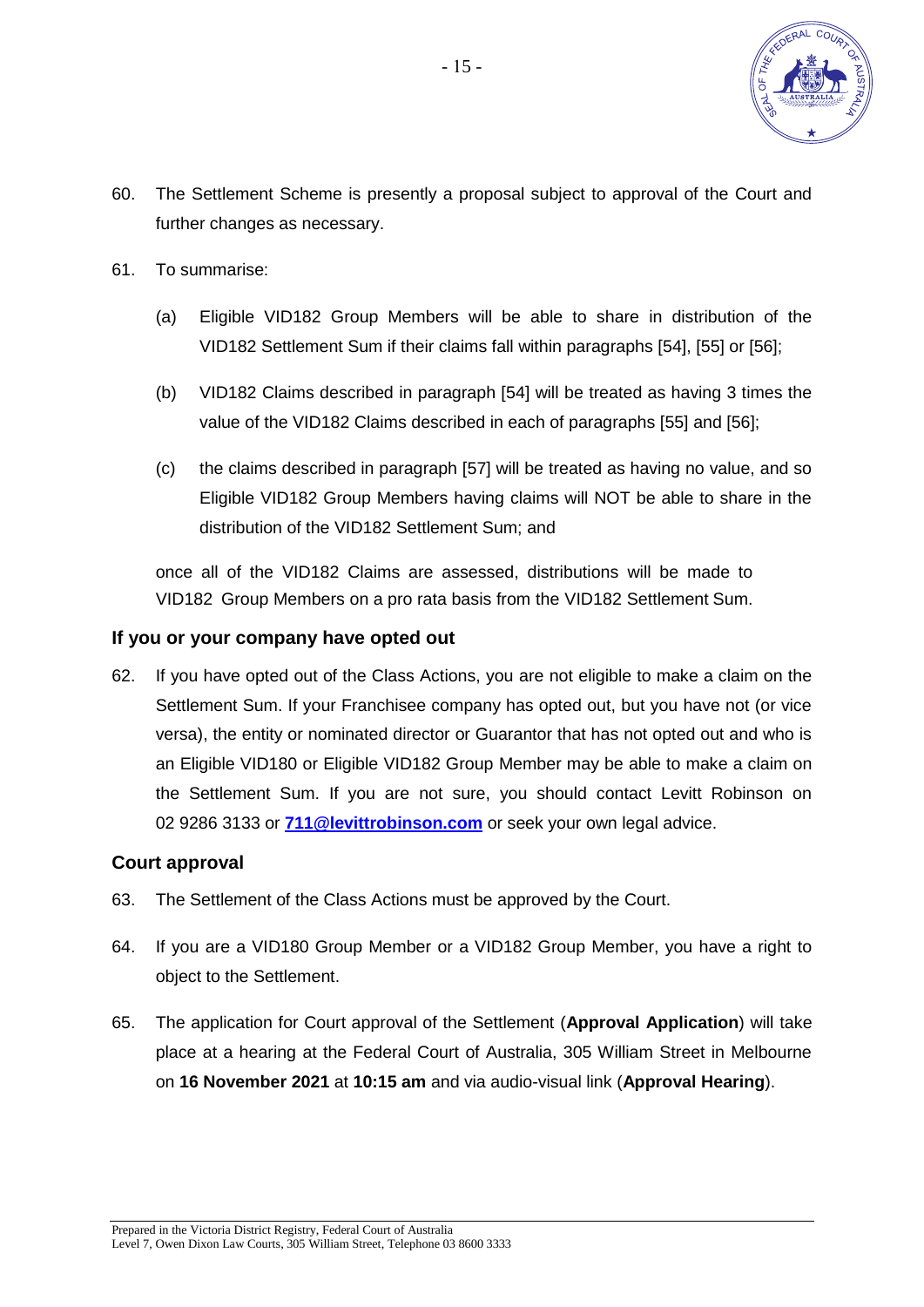60. The Settlement Scheme is presently a proposal subject to approval of the Court and further changes as necessary.

61. To summarise:

    (a) Eligible VID182 Group Members will be able to share in distribution of the VID182 Settlement Sum if their claims fall within paragraphs [54], [55] or [56];

    (b) VID182 Claims described in paragraph [54] will be treated as having 3 times the value of the VID182 Claims described in each of paragraphs [55] and [56];

    (c) the claims described in paragraph [57] will be treated as having no value, and so Eligible VID182 Group Members having claims will NOT be able to share in the distribution of the VID182 Settlement Sum; and

    once all of the VID182 Claims are assessed, distributions will be made to VID182 Group Members on a pro rata basis from the VID182 Settlement Sum.

## If you or your company have opted out

62. If you have opted out of the Class Actions, you are not eligible to make a claim on the Settlement Sum. If your Franchisee company has opted out, but you have not (or vice versa), the entity or nominated director or Guarantor that has not opted out and who is an Eligible VID180 or Eligible VID182 Group Member may be able to make a claim on the Settlement Sum. If you are not sure, you should contact Levitt Robinson on 02 9286 3133 or **711@levittrobinson.com** or seek your own legal advice.

## Court approval

63. The Settlement of the Class Actions must be approved by the Court.

64. If you are a VID180 Group Member or a VID182 Group Member, you have a right to object to the Settlement.

65. The application for Court approval of the Settlement (**Approval Application**) will take place at a hearing at the Federal Court of Australia, 305 William Street in Melbourne on **16 November 2021** at **10:15 am** and via audio-visual link (**Approval Hearing**).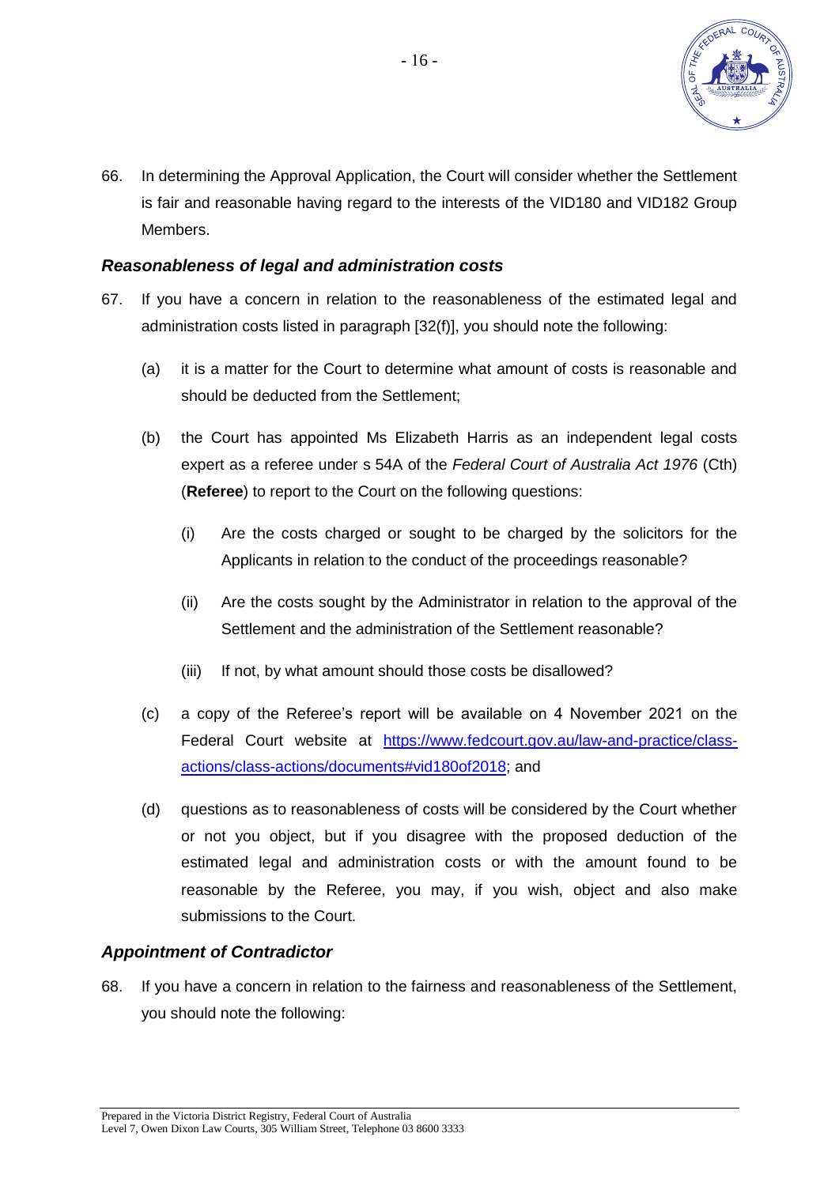66. In determining the Approval Application, the Court will consider whether the Settlement is fair and reasonable having regard to the interests of the VID180 and VID182 Group Members.

### *Reasonableness of legal and administration costs*

67. If you have a concern in relation to the reasonableness of the estimated legal and administration costs listed in paragraph [32(f)], you should note the following:

    (a) it is a matter for the Court to determine what amount of costs is reasonable and should be deducted from the Settlement;

    (b) the Court has appointed Ms Elizabeth Harris as an independent legal costs expert as a referee under s 54A of the *Federal Court of Australia Act 1976* (Cth) (**Referee**) to report to the Court on the following questions:

        (i) Are the costs charged or sought to be charged by the solicitors for the Applicants in relation to the conduct of the proceedings reasonable?

        (ii) Are the costs sought by the Administrator in relation to the approval of the Settlement and the administration of the Settlement reasonable?

        (iii) If not, by what amount should those costs be disallowed?

    (c) a copy of the Referee's report will be available on 4 November 2021 on the Federal Court website at [https://www.fedcourt.gov.au/law-and-practice/class-actions/class-actions/documents#vid180of2018](https://www.fedcourt.gov.au/law-and-practice/class-actions/class-actions/documents#vid180of2018); and

    (d) questions as to reasonableness of costs will be considered by the Court whether or not you object, but if you disagree with the proposed deduction of the estimated legal and administration costs or with the amount found to be reasonable by the Referee, you may, if you wish, object and also make submissions to the Court.

### *Appointment of Contradictor*

68. If you have a concern in relation to the fairness and reasonableness of the Settlement, you should note the following: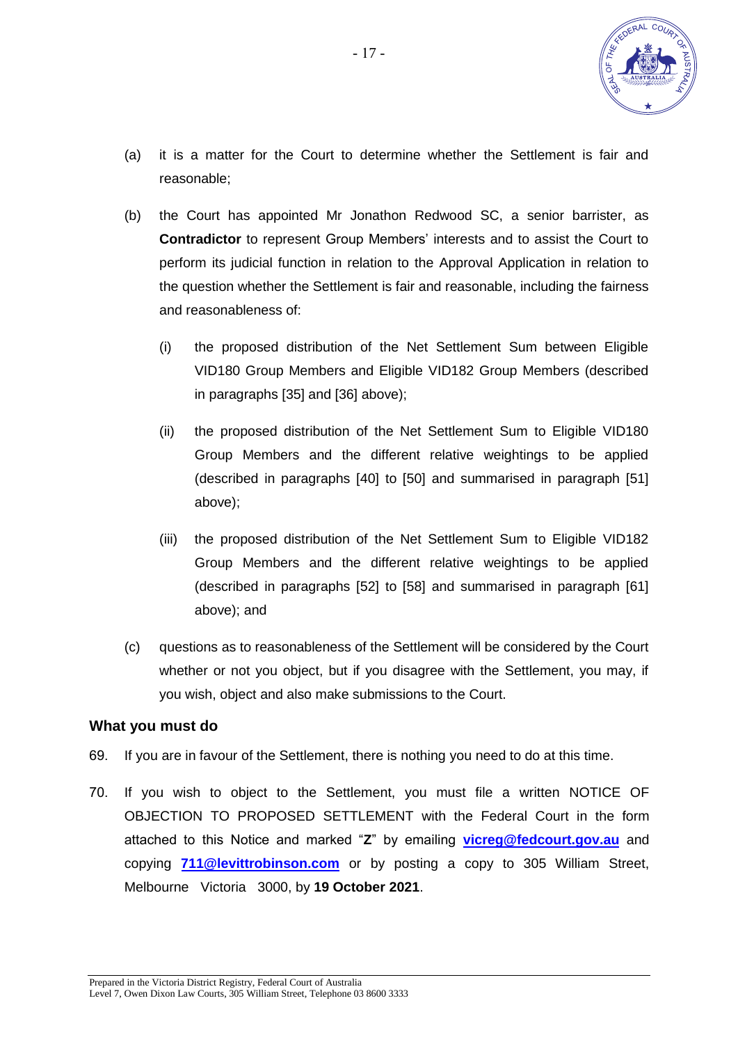(a) it is a matter for the Court to determine whether the Settlement is fair and reasonable;

(b) the Court has appointed Mr Jonathon Redwood SC, a senior barrister, as **Contradictor** to represent Group Members' interests and to assist the Court to perform its judicial function in relation to the Approval Application in relation to the question whether the Settlement is fair and reasonable, including the fairness and reasonableness of:

   (i) the proposed distribution of the Net Settlement Sum between Eligible VID180 Group Members and Eligible VID182 Group Members (described in paragraphs [35] and [36] above);

   (ii) the proposed distribution of the Net Settlement Sum to Eligible VID180 Group Members and the different relative weightings to be applied (described in paragraphs [40] to [50] and summarised in paragraph [51] above);

   (iii) the proposed distribution of the Net Settlement Sum to Eligible VID182 Group Members and the different relative weightings to be applied (described in paragraphs [52] to [58] and summarised in paragraph [61] above); and

(c) questions as to reasonableness of the Settlement will be considered by the Court whether or not you object, but if you disagree with the Settlement, you may, if you wish, object and also make submissions to the Court.

## What you must do

69. If you are in favour of the Settlement, there is nothing you need to do at this time.

70. If you wish to object to the Settlement, you must file a written NOTICE OF OBJECTION TO PROPOSED SETTLEMENT with the Federal Court in the form attached to this Notice and marked "**Z**" by emailing **vicreg@fedcourt.gov.au** and copying **711@levittrobinson.com** or by posting a copy to 305 William Street, Melbourne Victoria 3000, by **19 October 2021**.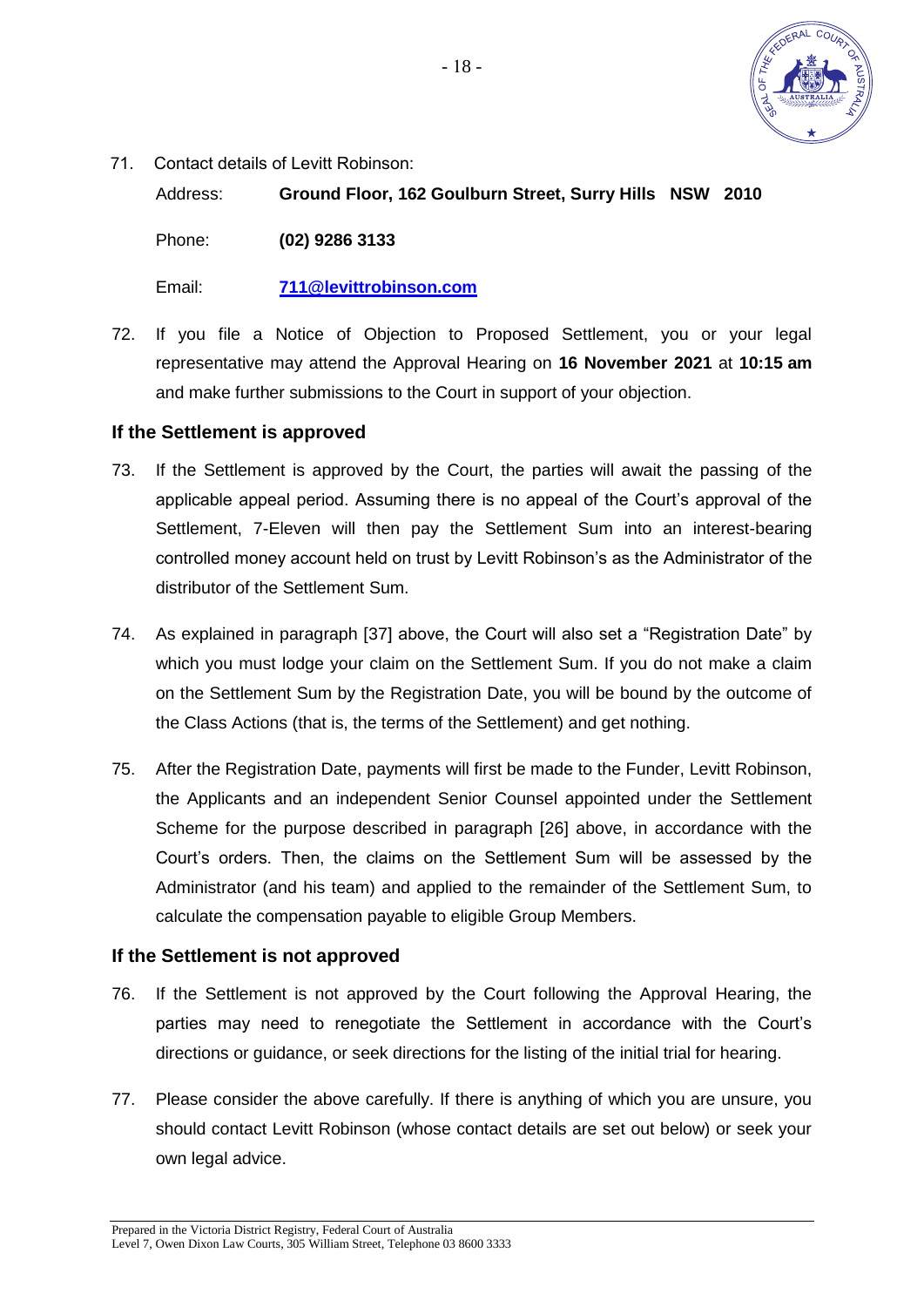71. Contact details of Levitt Robinson:

    Address: **Ground Floor, 162 Goulburn Street, Surry Hills NSW 2010**

    Phone: **(02) 9286 3133**

    Email: **711@levittrobinson.com**

72. If you file a Notice of Objection to Proposed Settlement, you or your legal representative may attend the Approval Hearing on **16 November 2021** at **10:15 am** and make further submissions to the Court in support of your objection.

## If the Settlement is approved

73. If the Settlement is approved by the Court, the parties will await the passing of the applicable appeal period. Assuming there is no appeal of the Court's approval of the Settlement, 7-Eleven will then pay the Settlement Sum into an interest-bearing controlled money account held on trust by Levitt Robinson's as the Administrator of the distributor of the Settlement Sum.

74. As explained in paragraph [37] above, the Court will also set a "Registration Date" by which you must lodge your claim on the Settlement Sum. If you do not make a claim on the Settlement Sum by the Registration Date, you will be bound by the outcome of the Class Actions (that is, the terms of the Settlement) and get nothing.

75. After the Registration Date, payments will first be made to the Funder, Levitt Robinson, the Applicants and an independent Senior Counsel appointed under the Settlement Scheme for the purpose described in paragraph [26] above, in accordance with the Court's orders. Then, the claims on the Settlement Sum will be assessed by the Administrator (and his team) and applied to the remainder of the Settlement Sum, to calculate the compensation payable to eligible Group Members.

## If the Settlement is not approved

76. If the Settlement is not approved by the Court following the Approval Hearing, the parties may need to renegotiate the Settlement in accordance with the Court's directions or guidance, or seek directions for the listing of the initial trial for hearing.

77. Please consider the above carefully. If there is anything of which you are unsure, you should contact Levitt Robinson (whose contact details are set out below) or seek your own legal advice.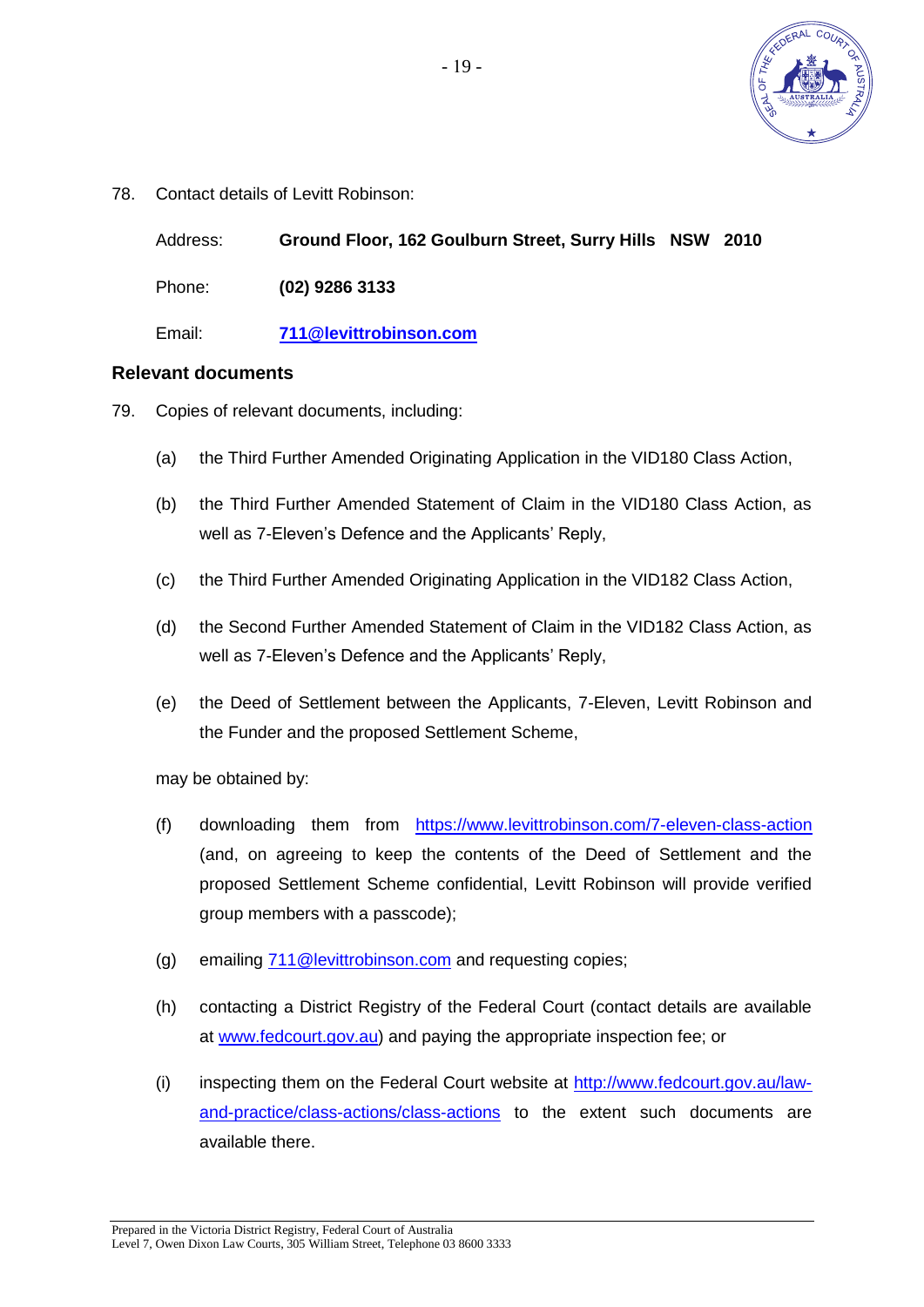78. Contact details of Levitt Robinson:

Address: **Ground Floor, 162 Goulburn Street, Surry Hills NSW 2010**

Phone: **(02) 9286 3133**

Email: **711@levittrobinson.com**

## Relevant documents

79. Copies of relevant documents, including:

    (a) the Third Further Amended Originating Application in the VID180 Class Action,

    (b) the Third Further Amended Statement of Claim in the VID180 Class Action, as well as 7-Eleven's Defence and the Applicants' Reply,

    (c) the Third Further Amended Originating Application in the VID182 Class Action,

    (d) the Second Further Amended Statement of Claim in the VID182 Class Action, as well as 7-Eleven's Defence and the Applicants' Reply,

    (e) the Deed of Settlement between the Applicants, 7-Eleven, Levitt Robinson and the Funder and the proposed Settlement Scheme,

    may be obtained by:

    (f) downloading them from https://www.levittrobinson.com/7-eleven-class-action (and, on agreeing to keep the contents of the Deed of Settlement and the proposed Settlement Scheme confidential, Levitt Robinson will provide verified group members with a passcode);

    (g) emailing 711@levittrobinson.com and requesting copies;

    (h) contacting a District Registry of the Federal Court (contact details are available at www.fedcourt.gov.au) and paying the appropriate inspection fee; or

    (i) inspecting them on the Federal Court website at http://www.fedcourt.gov.au/law-and-practice/class-actions/class-actions to the extent such documents are available there.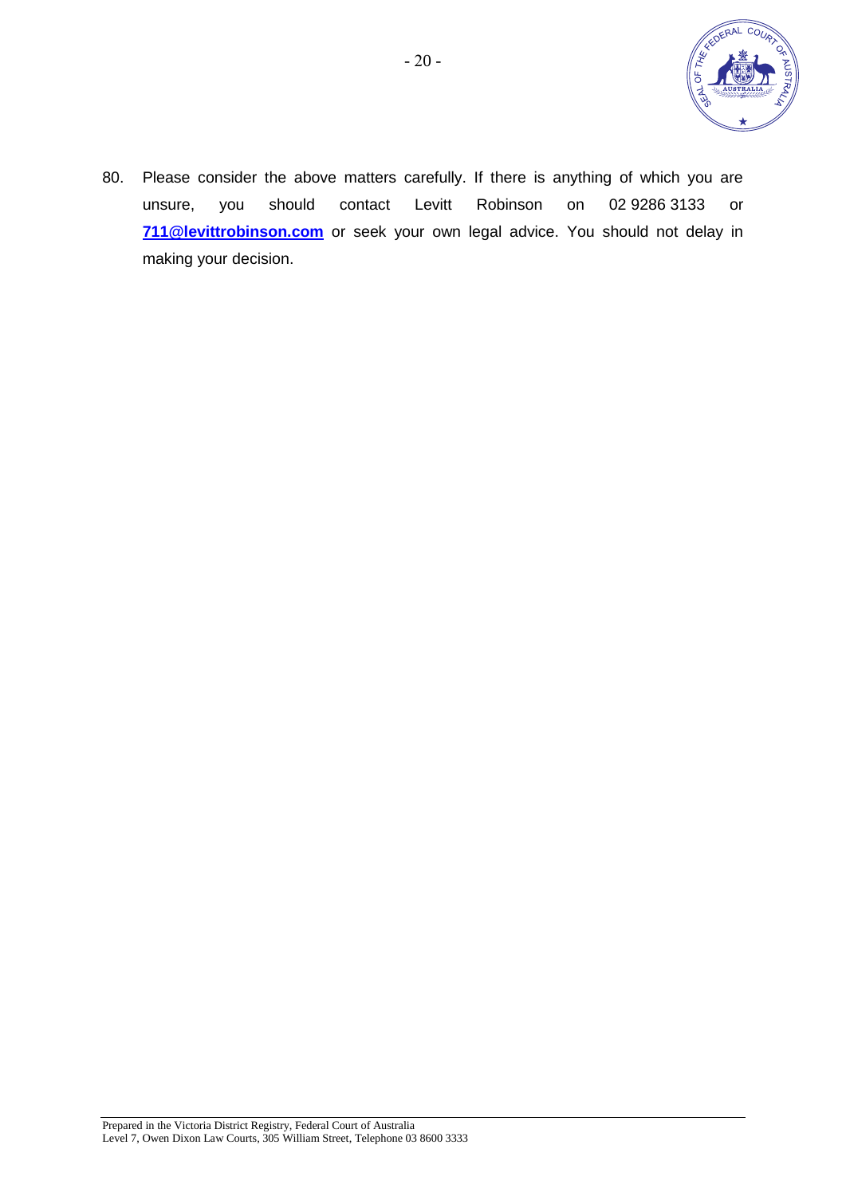80. Please consider the above matters carefully. If there is anything of which you are unsure, you should contact Levitt Robinson on 02 9286 3133 or **711@levittrobinson.com** or seek your own legal advice. You should not delay in making your decision.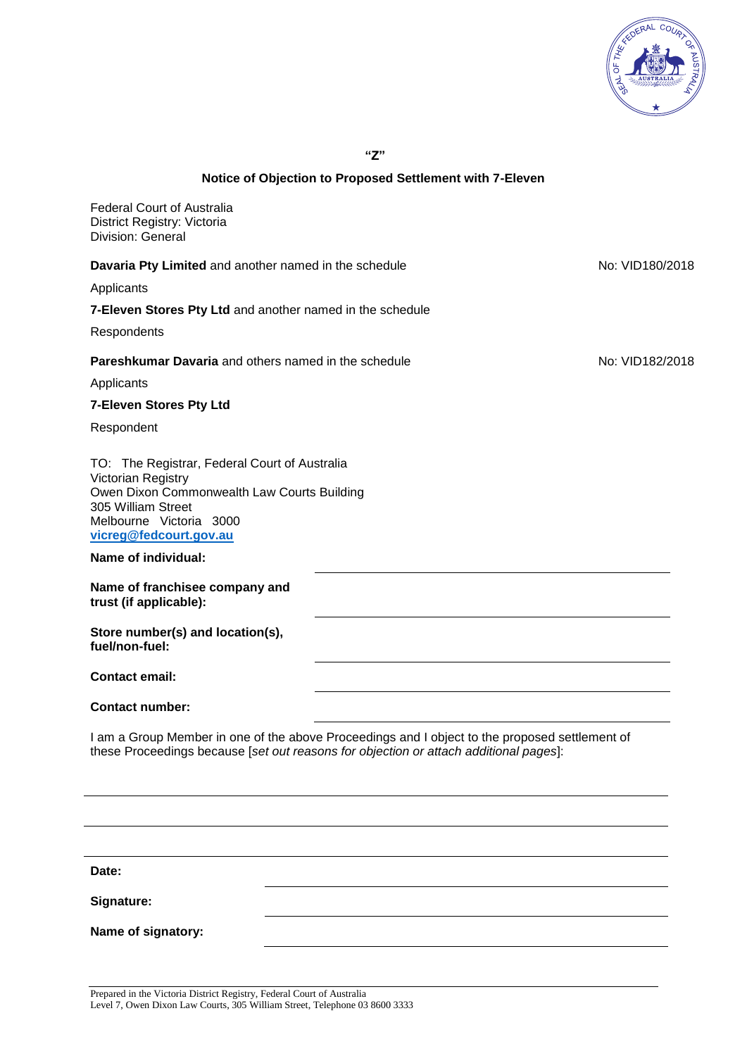"Z"

**Notice of Objection to Proposed Settlement with 7-Eleven**

Federal Court of Australia
District Registry: Victoria
Division: General

**Davaria Pty Limited** and another named in the schedule — No: VID180/2018

Applicants

**7-Eleven Stores Pty Ltd** and another named in the schedule

Respondents

**Pareshkumar Davaria** and others named in the schedule — No: VID182/2018

Applicants

**7-Eleven Stores Pty Ltd**

Respondent

TO: The Registrar, Federal Court of Australia
Victorian Registry
Owen Dixon Commonwealth Law Courts Building
305 William Street
Melbourne Victoria 3000
vicreg@fedcourt.gov.au

**Name of individual:** ______________________________

**Name of franchisee company and trust (if applicable):** ______________________________

**Store number(s) and location(s), fuel/non-fuel:** ______________________________

**Contact email:** ______________________________

**Contact number:** ______________________________

I am a Group Member in one of the above Proceedings and I object to the proposed settlement of these Proceedings because [*set out reasons for objection or attach additional pages*]:

______________________________

______________________________

______________________________

**Date:** ______________________________

**Signature:** ______________________________

**Name of signatory:** ______________________________

Prepared in the Victoria District Registry, Federal Court of Australia
Level 7, Owen Dixon Law Courts, 305 William Street, Telephone 03 8600 3333